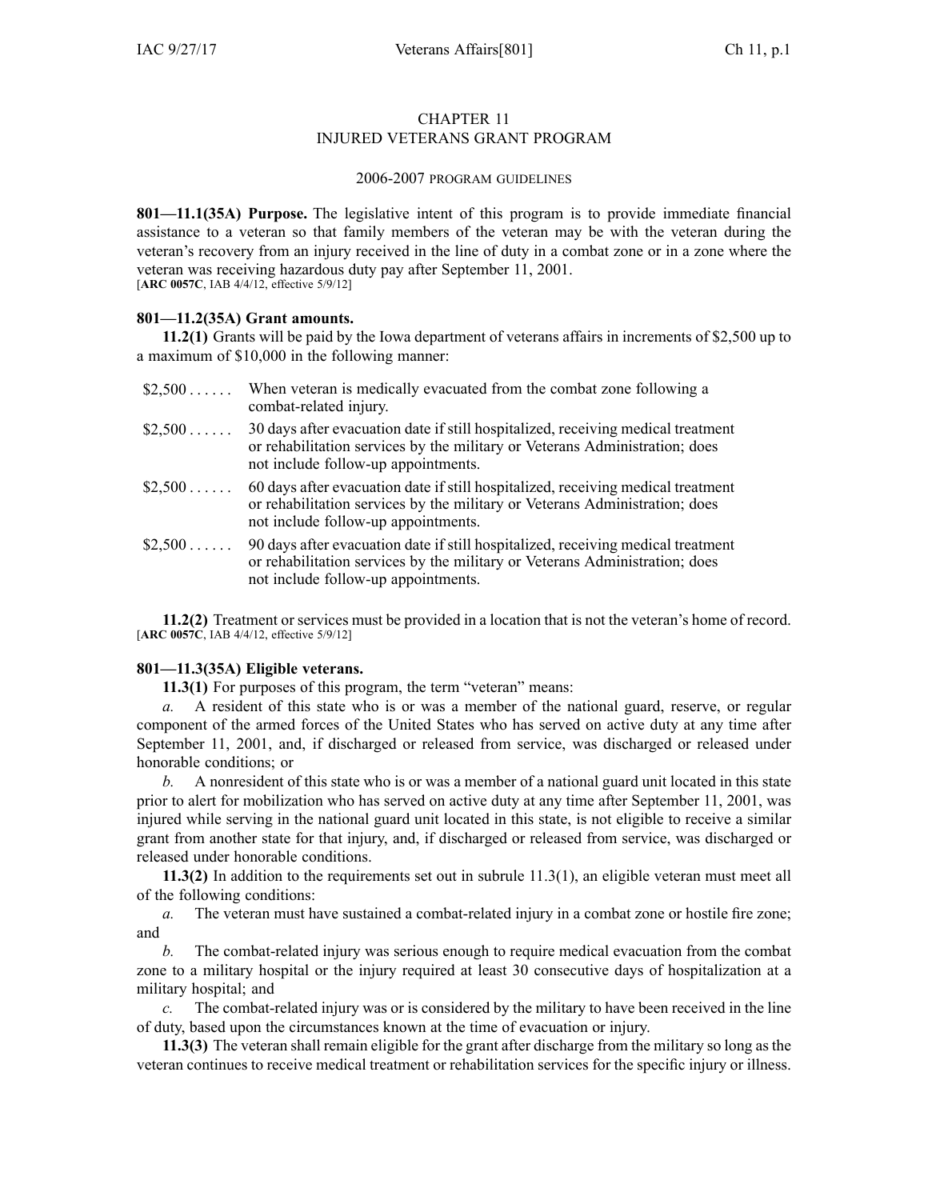# CHAPTER 11
# INJURED VETERANS GRANT PROGRAM

## 2006-2007 PROGRAM GUIDELINES

**801—11.1(35A) Purpose.** The legislative intent of this program is to provide immediate financial assistance to a veteran so that family members of the veteran may be with the veteran during the veteran's recovery from an injury received in the line of duty in a combat zone or in a zone where the veteran was receiving hazardous duty pay after September 11, 2001.
[**ARC 0057C**, IAB 4/4/12, effective 5/9/12]

**801—11.2(35A) Grant amounts.**

**11.2(1)** Grants will be paid by the Iowa department of veterans affairs in increments of $2,500 up to a maximum of $10,000 in the following manner:

| | |
|---|---|
| $2,500 . . . . . . | When veteran is medically evacuated from the combat zone following a combat-related injury. |
| $2,500 . . . . . . | 30 days after evacuation date if still hospitalized, receiving medical treatment or rehabilitation services by the military or Veterans Administration; does not include follow-up appointments. |
| $2,500 . . . . . . | 60 days after evacuation date if still hospitalized, receiving medical treatment or rehabilitation services by the military or Veterans Administration; does not include follow-up appointments. |
| $2,500 . . . . . . | 90 days after evacuation date if still hospitalized, receiving medical treatment or rehabilitation services by the military or Veterans Administration; does not include follow-up appointments. |

**11.2(2)** Treatment or services must be provided in a location that is not the veteran's home of record.
[**ARC 0057C**, IAB 4/4/12, effective 5/9/12]

**801—11.3(35A) Eligible veterans.**

**11.3(1)** For purposes of this program, the term "veteran" means:

*a.* A resident of this state who is or was a member of the national guard, reserve, or regular component of the armed forces of the United States who has served on active duty at any time after September 11, 2001, and, if discharged or released from service, was discharged or released under honorable conditions; or

*b.* A nonresident of this state who is or was a member of a national guard unit located in this state prior to alert for mobilization who has served on active duty at any time after September 11, 2001, was injured while serving in the national guard unit located in this state, is not eligible to receive a similar grant from another state for that injury, and, if discharged or released from service, was discharged or released under honorable conditions.

**11.3(2)** In addition to the requirements set out in subrule 11.3(1), an eligible veteran must meet all of the following conditions:

*a.* The veteran must have sustained a combat-related injury in a combat zone or hostile fire zone; and

*b.* The combat-related injury was serious enough to require medical evacuation from the combat zone to a military hospital or the injury required at least 30 consecutive days of hospitalization at a military hospital; and

*c.* The combat-related injury was or is considered by the military to have been received in the line of duty, based upon the circumstances known at the time of evacuation or injury.

**11.3(3)** The veteran shall remain eligible for the grant after discharge from the military so long as the veteran continues to receive medical treatment or rehabilitation services for the specific injury or illness.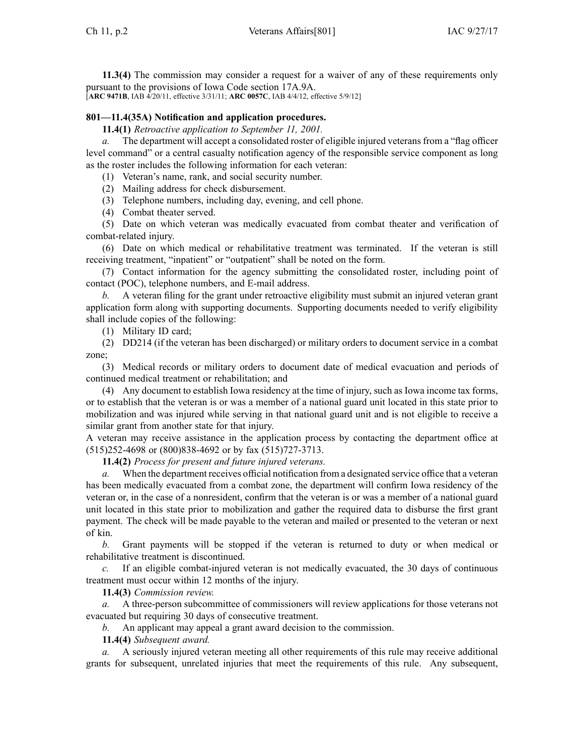**11.3(4)** The commission may consider a request for a waiver of any of these requirements only pursuant to the provisions of Iowa Code section 17A.9A.
[**ARC 9471B**, IAB 4/20/11, effective 3/31/11; **ARC 0057C**, IAB 4/4/12, effective 5/9/12]

**801—11.4(35A) Notification and application procedures.**

**11.4(1)** *Retroactive application to September 11, 2001.*

*a.* The department will accept a consolidated roster of eligible injured veterans from a "flag officer level command" or a central casualty notification agency of the responsible service component as long as the roster includes the following information for each veteran:

(1) Veteran's name, rank, and social security number.

(2) Mailing address for check disbursement.

(3) Telephone numbers, including day, evening, and cell phone.

(4) Combat theater served.

(5) Date on which veteran was medically evacuated from combat theater and verification of combat-related injury.

(6) Date on which medical or rehabilitative treatment was terminated. If the veteran is still receiving treatment, "inpatient" or "outpatient" shall be noted on the form.

(7) Contact information for the agency submitting the consolidated roster, including point of contact (POC), telephone numbers, and E-mail address.

*b.* A veteran filing for the grant under retroactive eligibility must submit an injured veteran grant application form along with supporting documents. Supporting documents needed to verify eligibility shall include copies of the following:

(1) Military ID card;

(2) DD214 (if the veteran has been discharged) or military orders to document service in a combat zone;

(3) Medical records or military orders to document date of medical evacuation and periods of continued medical treatment or rehabilitation; and

(4) Any document to establish Iowa residency at the time of injury, such as Iowa income tax forms, or to establish that the veteran is or was a member of a national guard unit located in this state prior to mobilization and was injured while serving in that national guard unit and is not eligible to receive a similar grant from another state for that injury.

A veteran may receive assistance in the application process by contacting the department office at (515)252-4698 or (800)838-4692 or by fax (515)727-3713.

**11.4(2)** *Process for present and future injured veterans.*

*a.* When the department receives official notification from a designated service office that a veteran has been medically evacuated from a combat zone, the department will confirm Iowa residency of the veteran or, in the case of a nonresident, confirm that the veteran is or was a member of a national guard unit located in this state prior to mobilization and gather the required data to disburse the first grant payment. The check will be made payable to the veteran and mailed or presented to the veteran or next of kin.

*b.* Grant payments will be stopped if the veteran is returned to duty or when medical or rehabilitative treatment is discontinued.

*c.* If an eligible combat-injured veteran is not medically evacuated, the 30 days of continuous treatment must occur within 12 months of the injury.

**11.4(3)** *Commission review.*

*a.* A three-person subcommittee of commissioners will review applications for those veterans not evacuated but requiring 30 days of consecutive treatment.

*b.* An applicant may appeal a grant award decision to the commission.

**11.4(4)** *Subsequent award.*

*a.* A seriously injured veteran meeting all other requirements of this rule may receive additional grants for subsequent, unrelated injuries that meet the requirements of this rule. Any subsequent,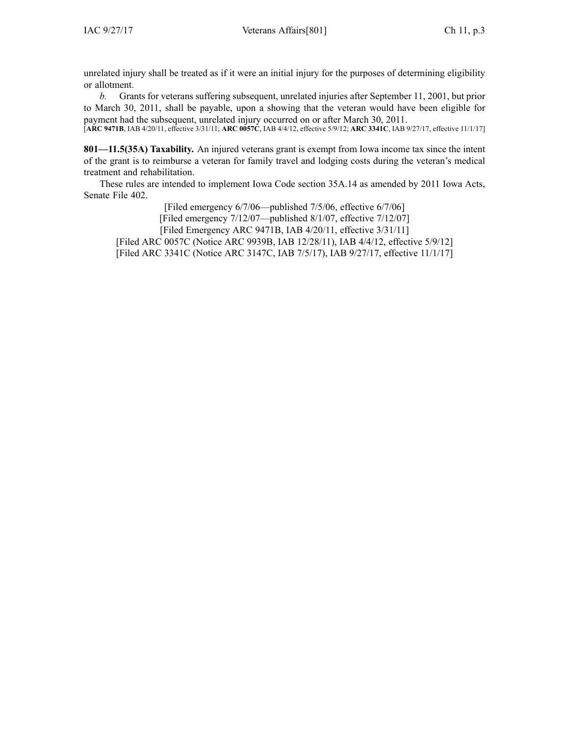unrelated injury shall be treated as if it were an initial injury for the purposes of determining eligibility or allotment.

*b.* Grants for veterans suffering subsequent, unrelated injuries after September 11, 2001, but prior to March 30, 2011, shall be payable, upon a showing that the veteran would have been eligible for payment had the subsequent, unrelated injury occurred on or after March 30, 2011.

[**ARC 9471B**, IAB 4/20/11, effective 3/31/11; **ARC 0057C**, IAB 4/4/12, effective 5/9/12; **ARC 3341C**, IAB 9/27/17, effective 11/1/17]

**801—11.5(35A) Taxability.** An injured veterans grant is exempt from Iowa income tax since the intent of the grant is to reimburse a veteran for family travel and lodging costs during the veteran's medical treatment and rehabilitation.

These rules are intended to implement Iowa Code section 35A.14 as amended by 2011 Iowa Acts, Senate File 402.

[Filed emergency 6/7/06—published 7/5/06, effective 6/7/06]
[Filed emergency 7/12/07—published 8/1/07, effective 7/12/07]
[Filed Emergency ARC 9471B, IAB 4/20/11, effective 3/31/11]
[Filed ARC 0057C (Notice ARC 9939B, IAB 12/28/11), IAB 4/4/12, effective 5/9/12]
[Filed ARC 3341C (Notice ARC 3147C, IAB 7/5/17), IAB 9/27/17, effective 11/1/17]